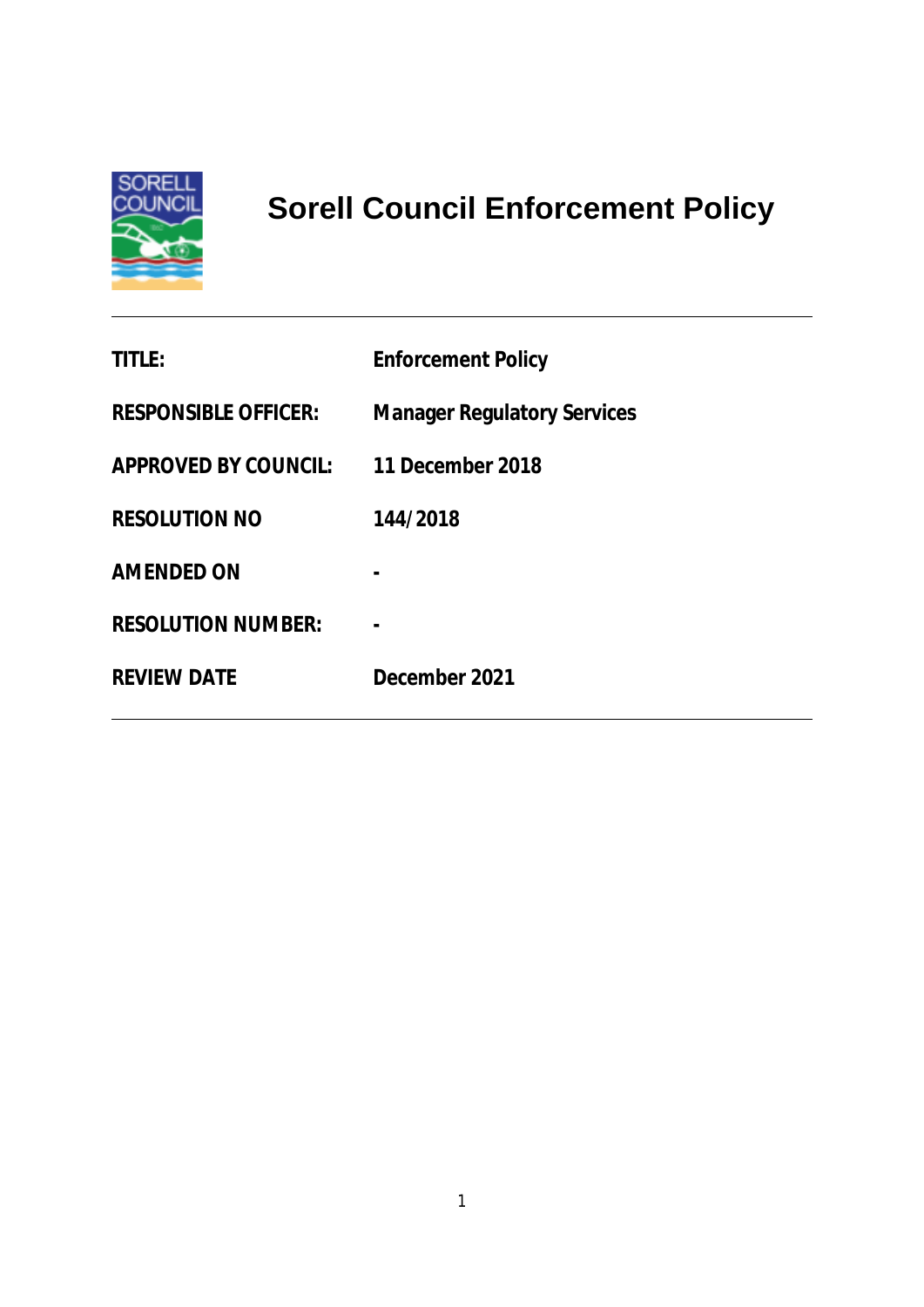# Sorell Council Enforcement Policy

| | |
|---|---|
| **TITLE:** | **Enforcement Policy** |
| **RESPONSIBLE OFFICER:** | **Manager Regulatory Services** |
| **APPROVED BY COUNCIL:** | **11 December 2018** |
| **RESOLUTION NO** | **144/2018** |
| **AMENDED ON** | **-** |
| **RESOLUTION NUMBER:** | **-** |
| **REVIEW DATE** | **December 2021** |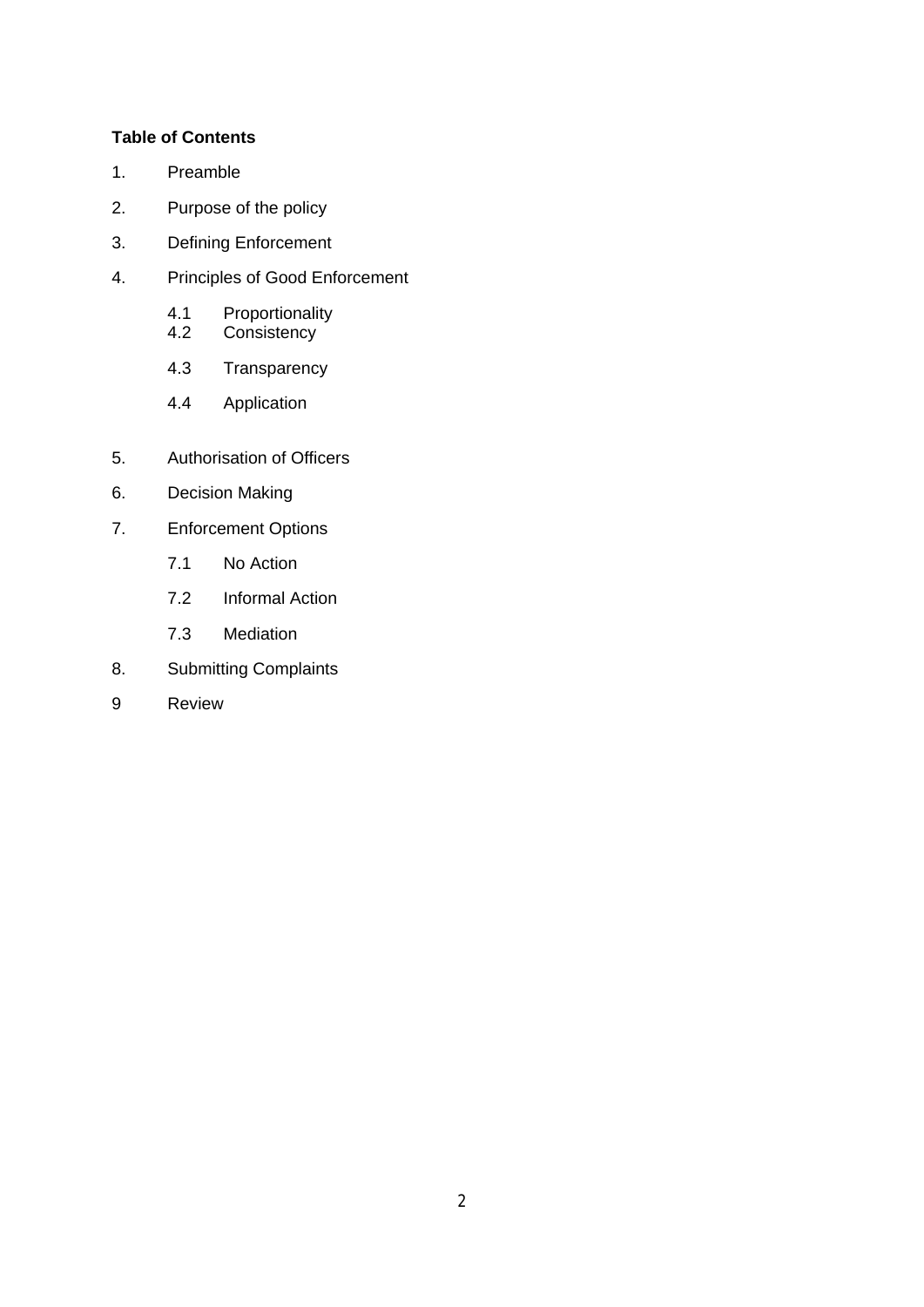**Table of Contents**

1. Preamble
2. Purpose of the policy
3. Defining Enforcement
4. Principles of Good Enforcement
   - 4.1 Proportionality
   - 4.2 Consistency
   - 4.3 Transparency
   - 4.4 Application
5. Authorisation of Officers
6. Decision Making
7. Enforcement Options
   - 7.1 No Action
   - 7.2 Informal Action
   - 7.3 Mediation
8. Submitting Complaints

9 Review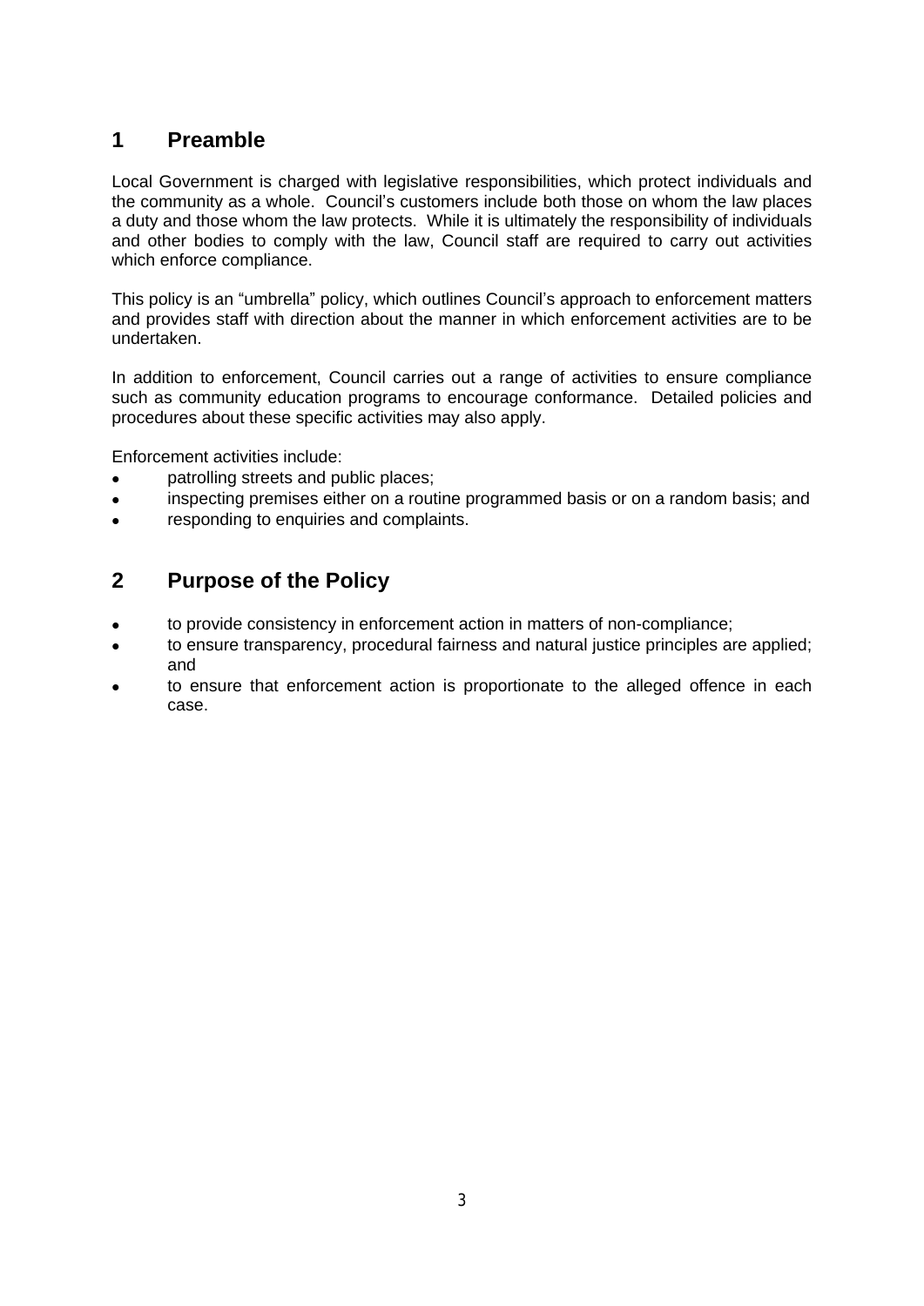## 1 Preamble

Local Government is charged with legislative responsibilities, which protect individuals and the community as a whole. Council's customers include both those on whom the law places a duty and those whom the law protects. While it is ultimately the responsibility of individuals and other bodies to comply with the law, Council staff are required to carry out activities which enforce compliance.

This policy is an "umbrella" policy, which outlines Council's approach to enforcement matters and provides staff with direction about the manner in which enforcement activities are to be undertaken.

In addition to enforcement, Council carries out a range of activities to ensure compliance such as community education programs to encourage conformance. Detailed policies and procedures about these specific activities may also apply.

Enforcement activities include:

- patrolling streets and public places;
- inspecting premises either on a routine programmed basis or on a random basis; and
- responding to enquiries and complaints.

## 2 Purpose of the Policy

- to provide consistency in enforcement action in matters of non-compliance;
- to ensure transparency, procedural fairness and natural justice principles are applied; and
- to ensure that enforcement action is proportionate to the alleged offence in each case.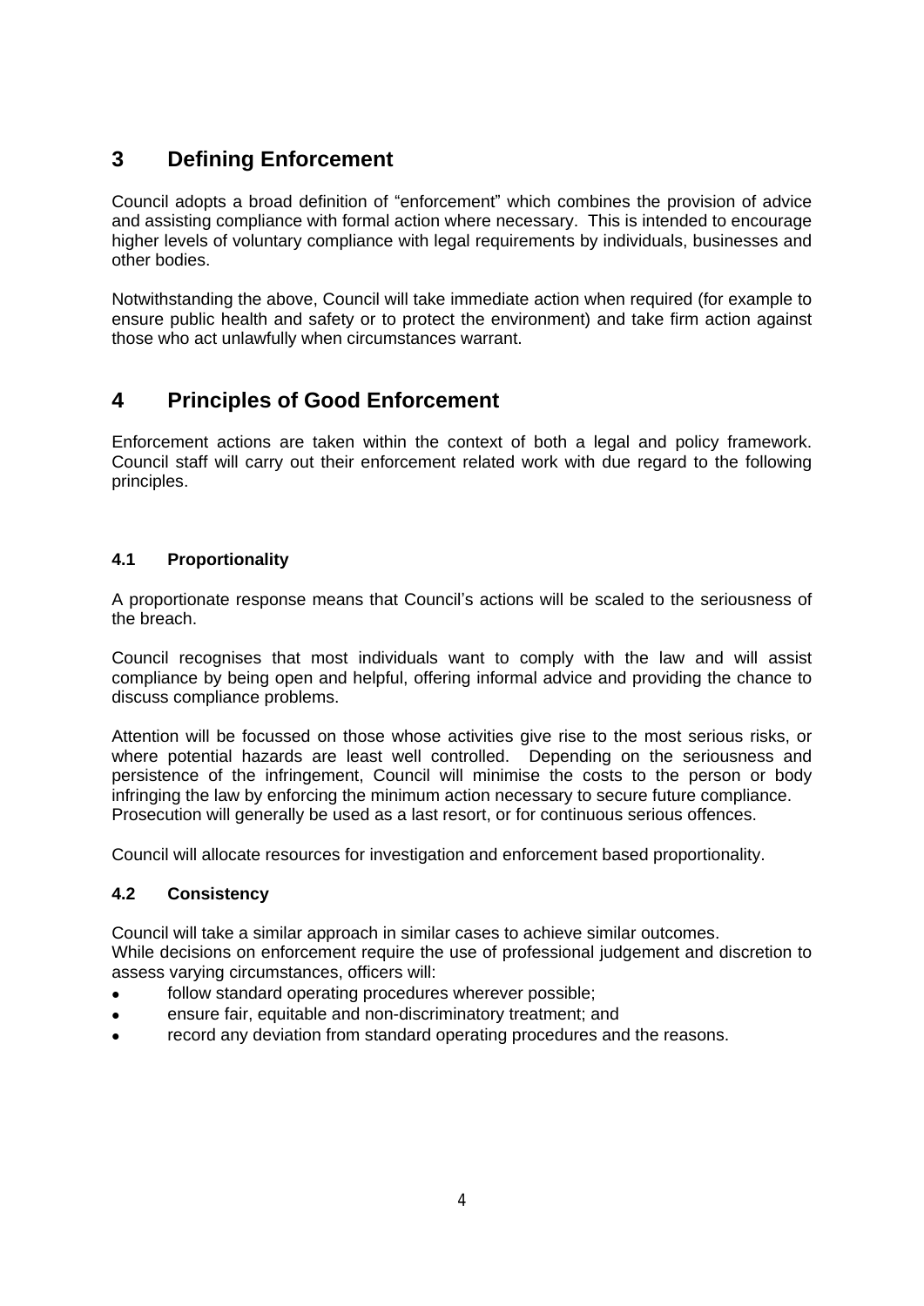## 3 Defining Enforcement

Council adopts a broad definition of "enforcement" which combines the provision of advice and assisting compliance with formal action where necessary. This is intended to encourage higher levels of voluntary compliance with legal requirements by individuals, businesses and other bodies.

Notwithstanding the above, Council will take immediate action when required (for example to ensure public health and safety or to protect the environment) and take firm action against those who act unlawfully when circumstances warrant.

## 4 Principles of Good Enforcement

Enforcement actions are taken within the context of both a legal and policy framework. Council staff will carry out their enforcement related work with due regard to the following principles.

### 4.1 Proportionality

A proportionate response means that Council's actions will be scaled to the seriousness of the breach.

Council recognises that most individuals want to comply with the law and will assist compliance by being open and helpful, offering informal advice and providing the chance to discuss compliance problems.

Attention will be focussed on those whose activities give rise to the most serious risks, or where potential hazards are least well controlled. Depending on the seriousness and persistence of the infringement, Council will minimise the costs to the person or body infringing the law by enforcing the minimum action necessary to secure future compliance. Prosecution will generally be used as a last resort, or for continuous serious offences.

Council will allocate resources for investigation and enforcement based proportionality.

### 4.2 Consistency

Council will take a similar approach in similar cases to achieve similar outcomes.
While decisions on enforcement require the use of professional judgement and discretion to assess varying circumstances, officers will:

- follow standard operating procedures wherever possible;
- ensure fair, equitable and non-discriminatory treatment; and
- record any deviation from standard operating procedures and the reasons.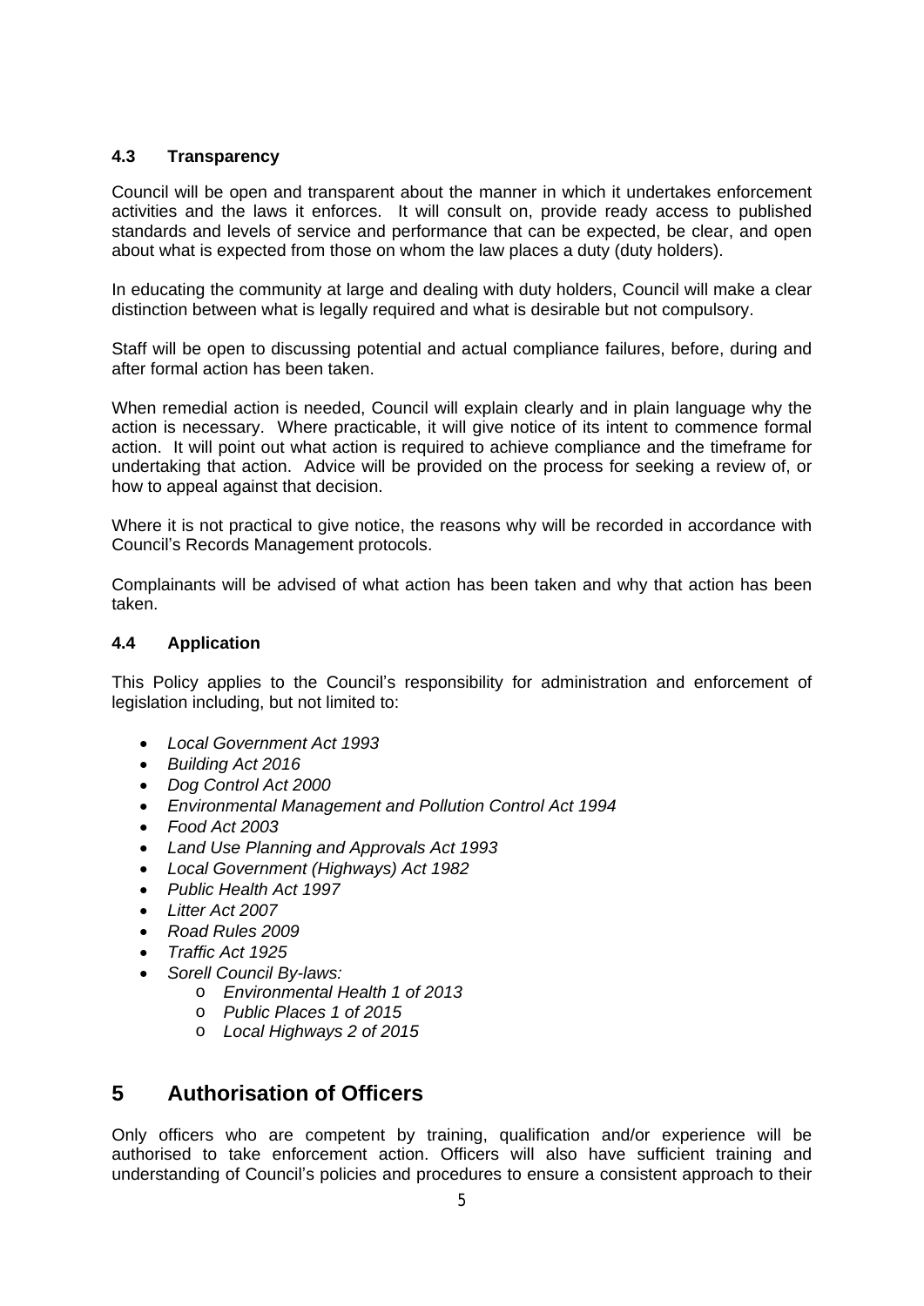### 4.3 Transparency

Council will be open and transparent about the manner in which it undertakes enforcement activities and the laws it enforces. It will consult on, provide ready access to published standards and levels of service and performance that can be expected, be clear, and open about what is expected from those on whom the law places a duty (duty holders).

In educating the community at large and dealing with duty holders, Council will make a clear distinction between what is legally required and what is desirable but not compulsory.

Staff will be open to discussing potential and actual compliance failures, before, during and after formal action has been taken.

When remedial action is needed, Council will explain clearly and in plain language why the action is necessary. Where practicable, it will give notice of its intent to commence formal action. It will point out what action is required to achieve compliance and the timeframe for undertaking that action. Advice will be provided on the process for seeking a review of, or how to appeal against that decision.

Where it is not practical to give notice, the reasons why will be recorded in accordance with Council's Records Management protocols.

Complainants will be advised of what action has been taken and why that action has been taken.

### 4.4 Application

This Policy applies to the Council's responsibility for administration and enforcement of legislation including, but not limited to:

- *Local Government Act 1993*
- *Building Act 2016*
- *Dog Control Act 2000*
- *Environmental Management and Pollution Control Act 1994*
- *Food Act 2003*
- *Land Use Planning and Approvals Act 1993*
- *Local Government (Highways) Act 1982*
- *Public Health Act 1997*
- *Litter Act 2007*
- *Road Rules 2009*
- *Traffic Act 1925*
- *Sorell Council By-laws:*
    - *Environmental Health 1 of 2013*
    - *Public Places 1 of 2015*
    - *Local Highways 2 of 2015*

## 5 Authorisation of Officers

Only officers who are competent by training, qualification and/or experience will be authorised to take enforcement action. Officers will also have sufficient training and understanding of Council's policies and procedures to ensure a consistent approach to their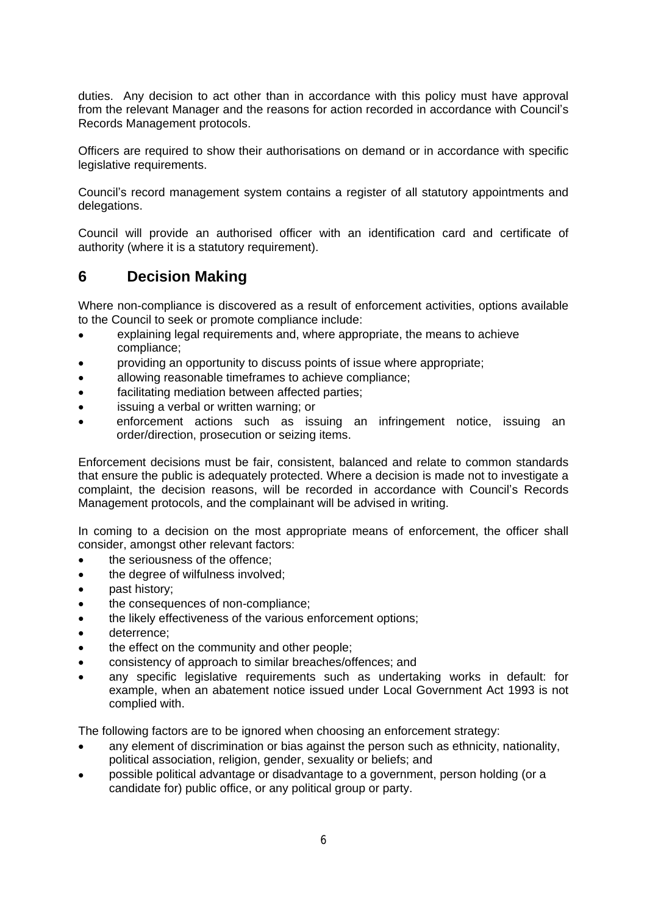duties. Any decision to act other than in accordance with this policy must have approval from the relevant Manager and the reasons for action recorded in accordance with Council's Records Management protocols.

Officers are required to show their authorisations on demand or in accordance with specific legislative requirements.

Council's record management system contains a register of all statutory appointments and delegations.

Council will provide an authorised officer with an identification card and certificate of authority (where it is a statutory requirement).

## 6 Decision Making

Where non-compliance is discovered as a result of enforcement activities, options available to the Council to seek or promote compliance include:

- explaining legal requirements and, where appropriate, the means to achieve compliance;
- providing an opportunity to discuss points of issue where appropriate;
- allowing reasonable timeframes to achieve compliance;
- facilitating mediation between affected parties;
- issuing a verbal or written warning; or
- enforcement actions such as issuing an infringement notice, issuing an order/direction, prosecution or seizing items.

Enforcement decisions must be fair, consistent, balanced and relate to common standards that ensure the public is adequately protected. Where a decision is made not to investigate a complaint, the decision reasons, will be recorded in accordance with Council's Records Management protocols, and the complainant will be advised in writing.

In coming to a decision on the most appropriate means of enforcement, the officer shall consider, amongst other relevant factors:

- the seriousness of the offence;
- the degree of wilfulness involved;
- past history;
- the consequences of non-compliance;
- the likely effectiveness of the various enforcement options;
- deterrence;
- the effect on the community and other people;
- consistency of approach to similar breaches/offences; and
- any specific legislative requirements such as undertaking works in default: for example, when an abatement notice issued under Local Government Act 1993 is not complied with.

The following factors are to be ignored when choosing an enforcement strategy:

- any element of discrimination or bias against the person such as ethnicity, nationality, political association, religion, gender, sexuality or beliefs; and
- possible political advantage or disadvantage to a government, person holding (or a candidate for) public office, or any political group or party.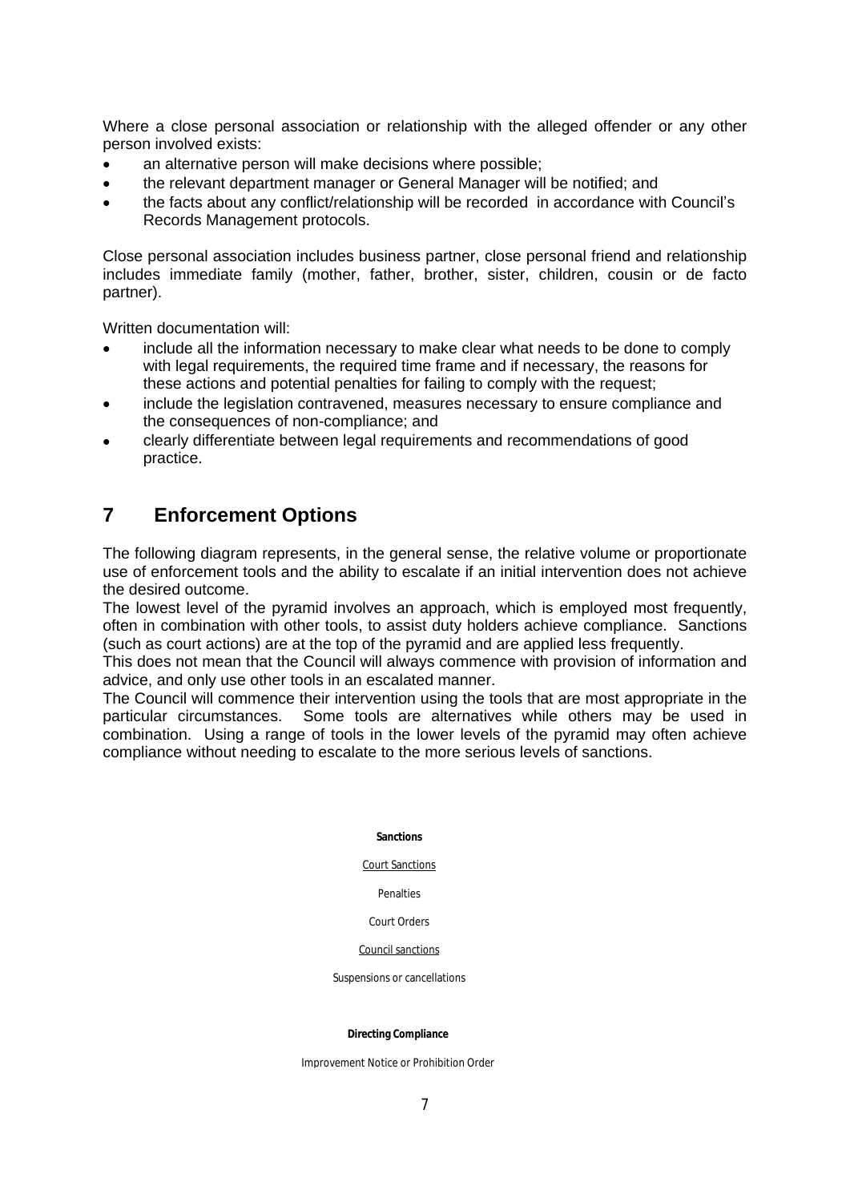Where a close personal association or relationship with the alleged offender or any other person involved exists:

- an alternative person will make decisions where possible;
- the relevant department manager or General Manager will be notified; and
- the facts about any conflict/relationship will be recorded in accordance with Council's Records Management protocols.

Close personal association includes business partner, close personal friend and relationship includes immediate family (mother, father, brother, sister, children, cousin or de facto partner).

Written documentation will:

- include all the information necessary to make clear what needs to be done to comply with legal requirements, the required time frame and if necessary, the reasons for these actions and potential penalties for failing to comply with the request;
- include the legislation contravened, measures necessary to ensure compliance and the consequences of non-compliance; and
- clearly differentiate between legal requirements and recommendations of good practice.

## 7 Enforcement Options

The following diagram represents, in the general sense, the relative volume or proportionate use of enforcement tools and the ability to escalate if an initial intervention does not achieve the desired outcome.

The lowest level of the pyramid involves an approach, which is employed most frequently, often in combination with other tools, to assist duty holders achieve compliance. Sanctions (such as court actions) are at the top of the pyramid and are applied less frequently.

This does not mean that the Council will always commence with provision of information and advice, and only use other tools in an escalated manner.

The Council will commence their intervention using the tools that are most appropriate in the particular circumstances. Some tools are alternatives while others may be used in combination. Using a range of tools in the lower levels of the pyramid may often achieve compliance without needing to escalate to the more serious levels of sanctions.

**Sanctions**

Court Sanctions

Penalties

Court Orders

Council sanctions

Suspensions or cancellations

**Directing Compliance**

Improvement Notice or Prohibition Order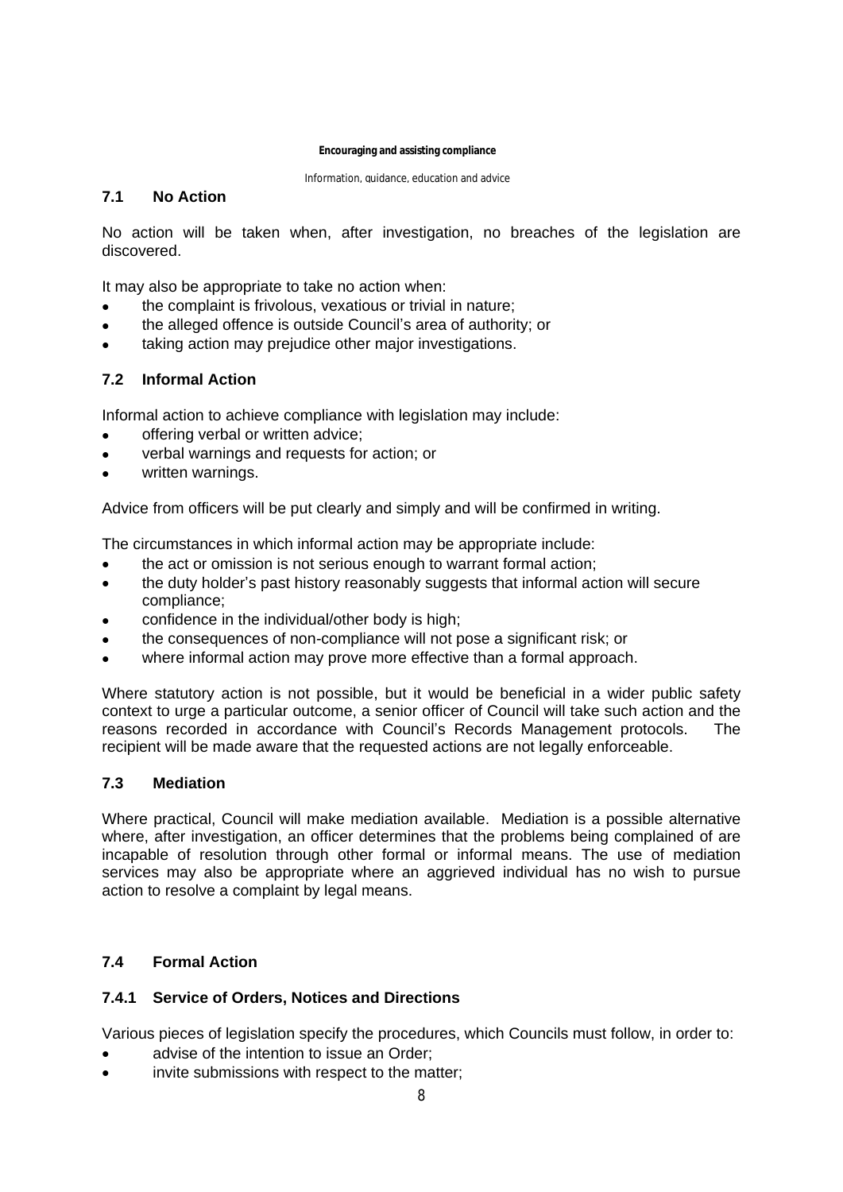**Encouraging and assisting compliance**

Information, guidance, education and advice

### 7.1 No Action

No action will be taken when, after investigation, no breaches of the legislation are discovered.

It may also be appropriate to take no action when:

- the complaint is frivolous, vexatious or trivial in nature;
- the alleged offence is outside Council's area of authority; or
- taking action may prejudice other major investigations.

### 7.2 Informal Action

Informal action to achieve compliance with legislation may include:

- offering verbal or written advice;
- verbal warnings and requests for action; or
- written warnings.

Advice from officers will be put clearly and simply and will be confirmed in writing.

The circumstances in which informal action may be appropriate include:

- the act or omission is not serious enough to warrant formal action;
- the duty holder's past history reasonably suggests that informal action will secure compliance;
- confidence in the individual/other body is high;
- the consequences of non-compliance will not pose a significant risk; or
- where informal action may prove more effective than a formal approach.

Where statutory action is not possible, but it would be beneficial in a wider public safety context to urge a particular outcome, a senior officer of Council will take such action and the reasons recorded in accordance with Council's Records Management protocols. The recipient will be made aware that the requested actions are not legally enforceable.

### 7.3 Mediation

Where practical, Council will make mediation available. Mediation is a possible alternative where, after investigation, an officer determines that the problems being complained of are incapable of resolution through other formal or informal means. The use of mediation services may also be appropriate where an aggrieved individual has no wish to pursue action to resolve a complaint by legal means.

### 7.4 Formal Action

#### 7.4.1 Service of Orders, Notices and Directions

Various pieces of legislation specify the procedures, which Councils must follow, in order to:

- advise of the intention to issue an Order;
- invite submissions with respect to the matter;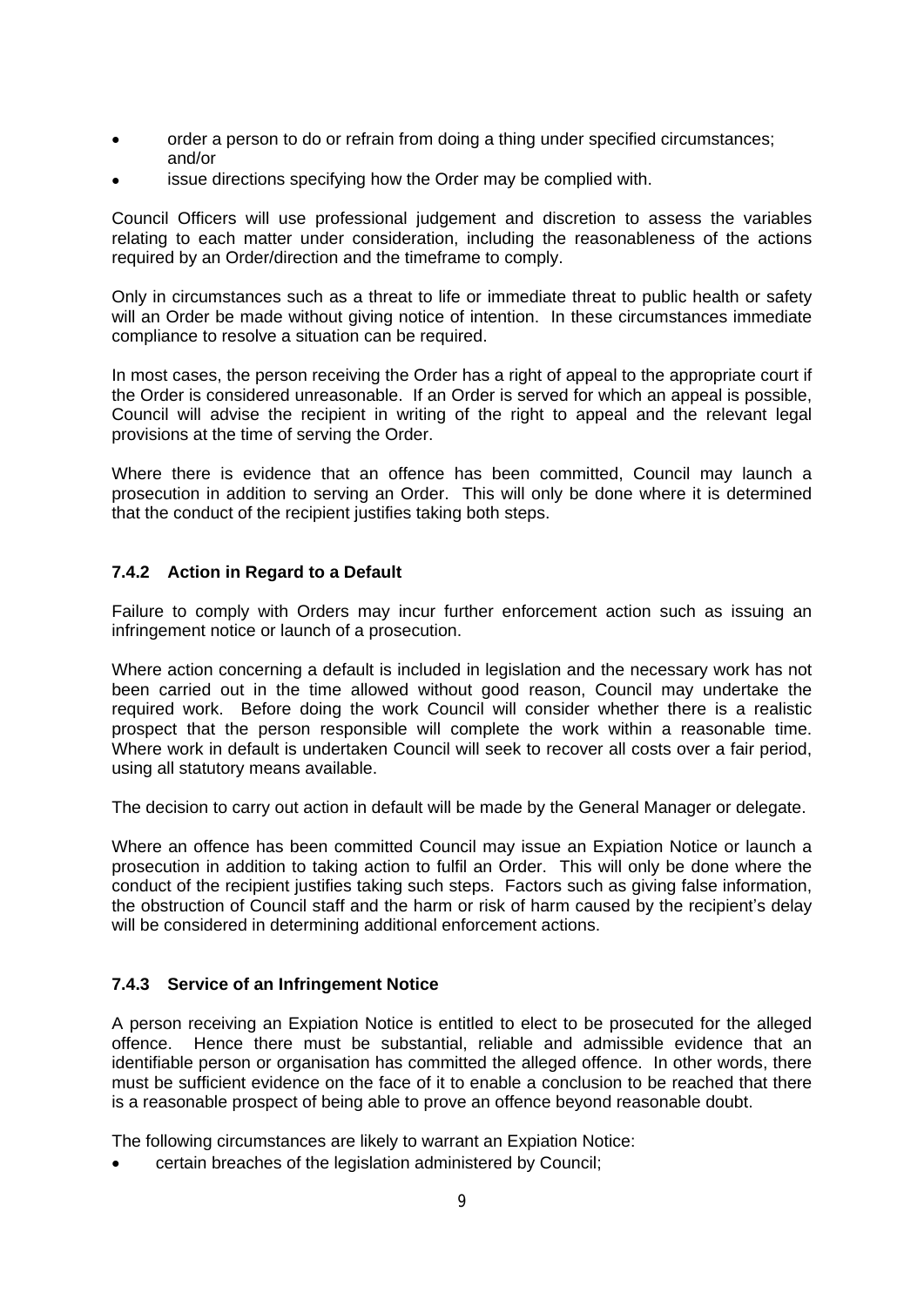- order a person to do or refrain from doing a thing under specified circumstances; and/or
- issue directions specifying how the Order may be complied with.

Council Officers will use professional judgement and discretion to assess the variables relating to each matter under consideration, including the reasonableness of the actions required by an Order/direction and the timeframe to comply.

Only in circumstances such as a threat to life or immediate threat to public health or safety will an Order be made without giving notice of intention. In these circumstances immediate compliance to resolve a situation can be required.

In most cases, the person receiving the Order has a right of appeal to the appropriate court if the Order is considered unreasonable. If an Order is served for which an appeal is possible, Council will advise the recipient in writing of the right to appeal and the relevant legal provisions at the time of serving the Order.

Where there is evidence that an offence has been committed, Council may launch a prosecution in addition to serving an Order. This will only be done where it is determined that the conduct of the recipient justifies taking both steps.

### 7.4.2 Action in Regard to a Default

Failure to comply with Orders may incur further enforcement action such as issuing an infringement notice or launch of a prosecution.

Where action concerning a default is included in legislation and the necessary work has not been carried out in the time allowed without good reason, Council may undertake the required work. Before doing the work Council will consider whether there is a realistic prospect that the person responsible will complete the work within a reasonable time. Where work in default is undertaken Council will seek to recover all costs over a fair period, using all statutory means available.

The decision to carry out action in default will be made by the General Manager or delegate.

Where an offence has been committed Council may issue an Expiation Notice or launch a prosecution in addition to taking action to fulfil an Order. This will only be done where the conduct of the recipient justifies taking such steps. Factors such as giving false information, the obstruction of Council staff and the harm or risk of harm caused by the recipient's delay will be considered in determining additional enforcement actions.

### 7.4.3 Service of an Infringement Notice

A person receiving an Expiation Notice is entitled to elect to be prosecuted for the alleged offence. Hence there must be substantial, reliable and admissible evidence that an identifiable person or organisation has committed the alleged offence. In other words, there must be sufficient evidence on the face of it to enable a conclusion to be reached that there is a reasonable prospect of being able to prove an offence beyond reasonable doubt.

The following circumstances are likely to warrant an Expiation Notice:

- certain breaches of the legislation administered by Council;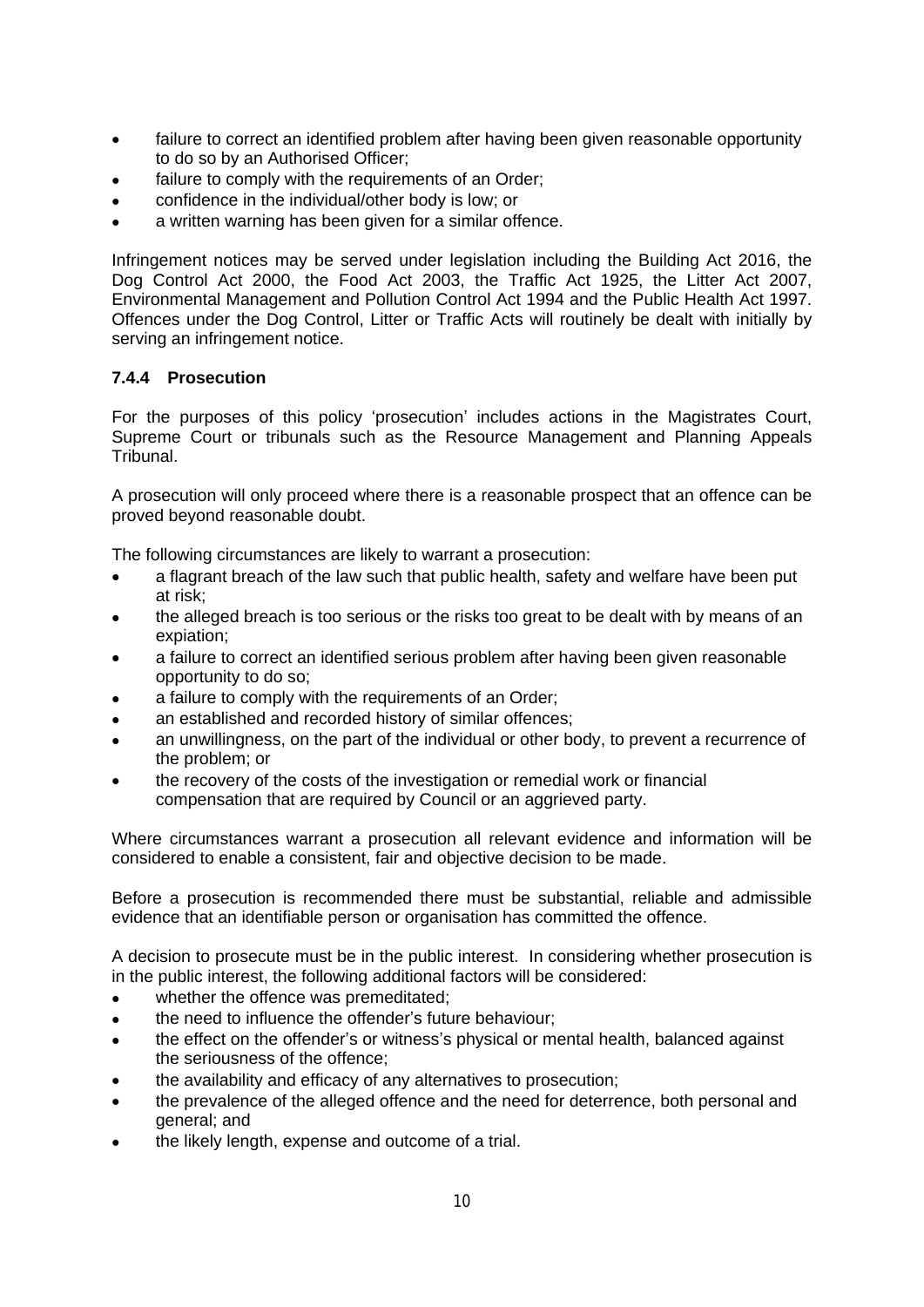- failure to correct an identified problem after having been given reasonable opportunity to do so by an Authorised Officer;
- failure to comply with the requirements of an Order;
- confidence in the individual/other body is low; or
- a written warning has been given for a similar offence.

Infringement notices may be served under legislation including the Building Act 2016, the Dog Control Act 2000, the Food Act 2003, the Traffic Act 1925, the Litter Act 2007, Environmental Management and Pollution Control Act 1994 and the Public Health Act 1997. Offences under the Dog Control, Litter or Traffic Acts will routinely be dealt with initially by serving an infringement notice.

### 7.4.4 Prosecution

For the purposes of this policy 'prosecution' includes actions in the Magistrates Court, Supreme Court or tribunals such as the Resource Management and Planning Appeals Tribunal.

A prosecution will only proceed where there is a reasonable prospect that an offence can be proved beyond reasonable doubt.

The following circumstances are likely to warrant a prosecution:

- a flagrant breach of the law such that public health, safety and welfare have been put at risk;
- the alleged breach is too serious or the risks too great to be dealt with by means of an expiation;
- a failure to correct an identified serious problem after having been given reasonable opportunity to do so;
- a failure to comply with the requirements of an Order;
- an established and recorded history of similar offences;
- an unwillingness, on the part of the individual or other body, to prevent a recurrence of the problem; or
- the recovery of the costs of the investigation or remedial work or financial compensation that are required by Council or an aggrieved party.

Where circumstances warrant a prosecution all relevant evidence and information will be considered to enable a consistent, fair and objective decision to be made.

Before a prosecution is recommended there must be substantial, reliable and admissible evidence that an identifiable person or organisation has committed the offence.

A decision to prosecute must be in the public interest. In considering whether prosecution is in the public interest, the following additional factors will be considered:

- whether the offence was premeditated;
- the need to influence the offender's future behaviour;
- the effect on the offender's or witness's physical or mental health, balanced against the seriousness of the offence;
- the availability and efficacy of any alternatives to prosecution;
- the prevalence of the alleged offence and the need for deterrence, both personal and general; and
- the likely length, expense and outcome of a trial.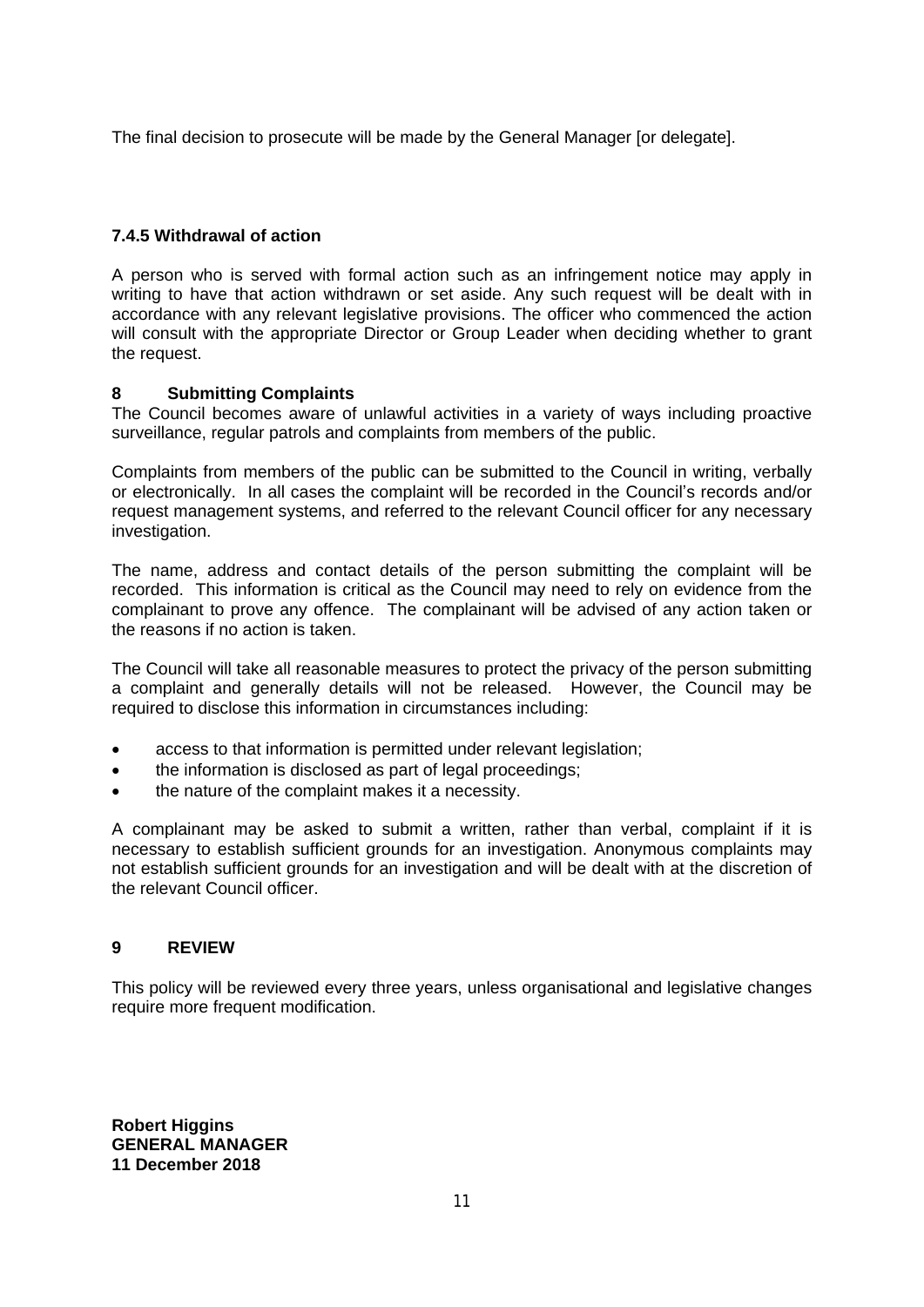The final decision to prosecute will be made by the General Manager [or delegate].

#### 7.4.5 Withdrawal of action

A person who is served with formal action such as an infringement notice may apply in writing to have that action withdrawn or set aside. Any such request will be dealt with in accordance with any relevant legislative provisions. The officer who commenced the action will consult with the appropriate Director or Group Leader when deciding whether to grant the request.

## 8 Submitting Complaints

The Council becomes aware of unlawful activities in a variety of ways including proactive surveillance, regular patrols and complaints from members of the public.

Complaints from members of the public can be submitted to the Council in writing, verbally or electronically. In all cases the complaint will be recorded in the Council's records and/or request management systems, and referred to the relevant Council officer for any necessary investigation.

The name, address and contact details of the person submitting the complaint will be recorded. This information is critical as the Council may need to rely on evidence from the complainant to prove any offence. The complainant will be advised of any action taken or the reasons if no action is taken.

The Council will take all reasonable measures to protect the privacy of the person submitting a complaint and generally details will not be released. However, the Council may be required to disclose this information in circumstances including:

- access to that information is permitted under relevant legislation;
- the information is disclosed as part of legal proceedings;
- the nature of the complaint makes it a necessity.

A complainant may be asked to submit a written, rather than verbal, complaint if it is necessary to establish sufficient grounds for an investigation. Anonymous complaints may not establish sufficient grounds for an investigation and will be dealt with at the discretion of the relevant Council officer.

## 9 REVIEW

This policy will be reviewed every three years, unless organisational and legislative changes require more frequent modification.

**Robert Higgins**
**GENERAL MANAGER**
**11 December 2018**